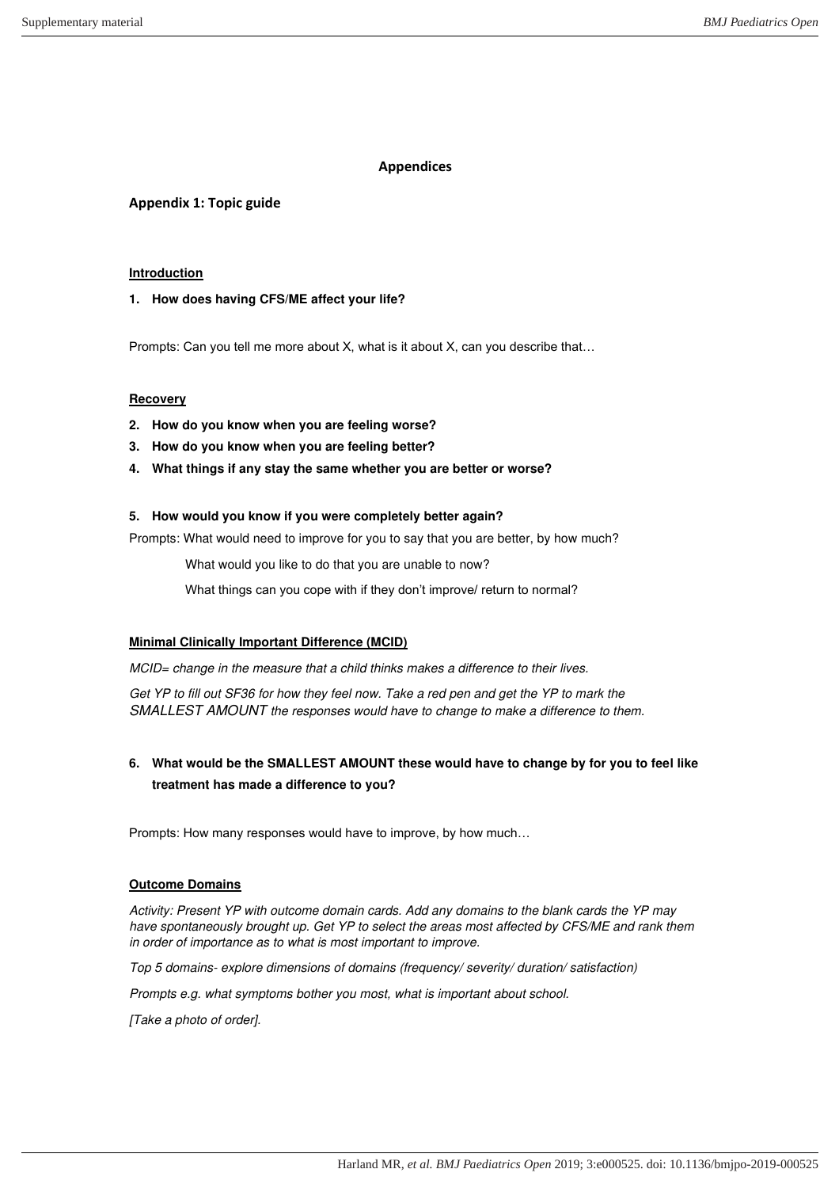# Appendices

## Appendix 1: Topic guide

**Introduction**

1. **How does having CFS/ME affect your life?**

Prompts: Can you tell me more about X, what is it about X, can you describe that…

**Recovery**

2. **How do you know when you are feeling worse?**
3. **How do you know when you are feeling better?**
4. **What things if any stay the same whether you are better or worse?**

5. **How would you know if you were completely better again?**

Prompts: What would need to improve for you to say that you are better, by how much?

What would you like to do that you are unable to now?

What things can you cope with if they don't improve/ return to normal?

**Minimal Clinically Important Difference (MCID)**

*MCID= change in the measure that a child thinks makes a difference to their lives.*

*Get YP to fill out SF36 for how they feel now. Take a red pen and get the YP to mark the SMALLEST AMOUNT the responses would have to change to make a difference to them.*

6. **What would be the SMALLEST AMOUNT these would have to change by for you to feel like treatment has made a difference to you?**

Prompts: How many responses would have to improve, by how much…

**Outcome Domains**

*Activity: Present YP with outcome domain cards. Add any domains to the blank cards the YP may have spontaneously brought up. Get YP to select the areas most affected by CFS/ME and rank them in order of importance as to what is most important to improve.*

*Top 5 domains- explore dimensions of domains (frequency/ severity/ duration/ satisfaction)*

*Prompts e.g. what symptoms bother you most, what is important about school.*

*[Take a photo of order].*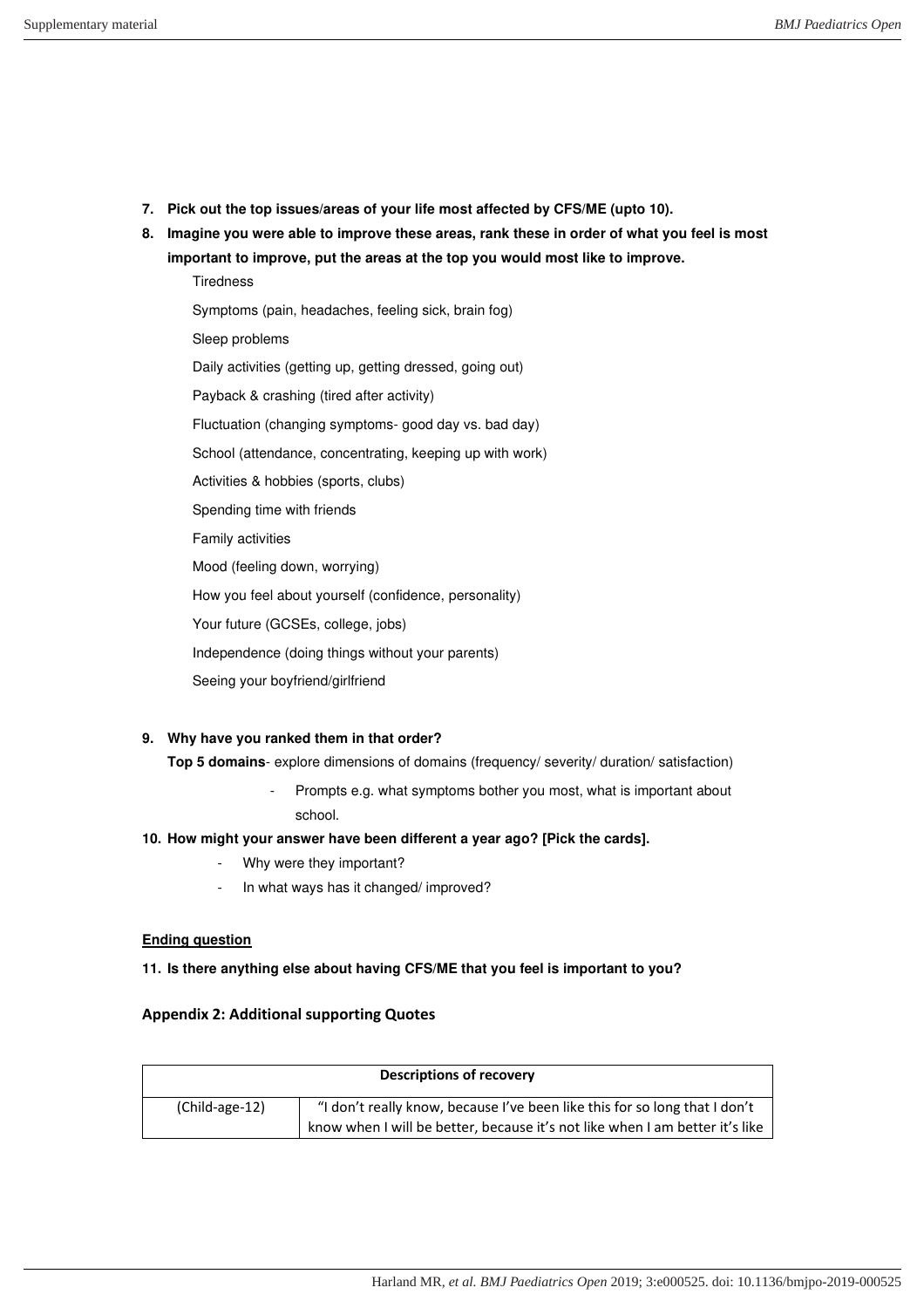7. **Pick out the top issues/areas of your life most affected by CFS/ME (upto 10).**
8. **Imagine you were able to improve these areas, rank these in order of what you feel is most important to improve, put the areas at the top you would most like to improve.**

   Tiredness

   Symptoms (pain, headaches, feeling sick, brain fog)

   Sleep problems

   Daily activities (getting up, getting dressed, going out)

   Payback & crashing (tired after activity)

   Fluctuation (changing symptoms- good day vs. bad day)

   School (attendance, concentrating, keeping up with work)

   Activities & hobbies (sports, clubs)

   Spending time with friends

   Family activities

   Mood (feeling down, worrying)

   How you feel about yourself (confidence, personality)

   Your future (GCSEs, college, jobs)

   Independence (doing things without your parents)

   Seeing your boyfriend/girlfriend

9. **Why have you ranked them in that order?**

   **Top 5 domains**- explore dimensions of domains (frequency/ severity/ duration/ satisfaction)

   - Prompts e.g. what symptoms bother you most, what is important about school.

10. **How might your answer have been different a year ago? [Pick the cards].**
    - Why were they important?
    - In what ways has it changed/ improved?

**Ending question**

11. **Is there anything else about having CFS/ME that you feel is important to you?**

### Appendix 2: Additional supporting Quotes

| Descriptions of recovery | |
|---|---|
| (Child-age-12) | "I don't really know, because I've been like this for so long that I don't know when I will be better, because it's not like when I am better it's like |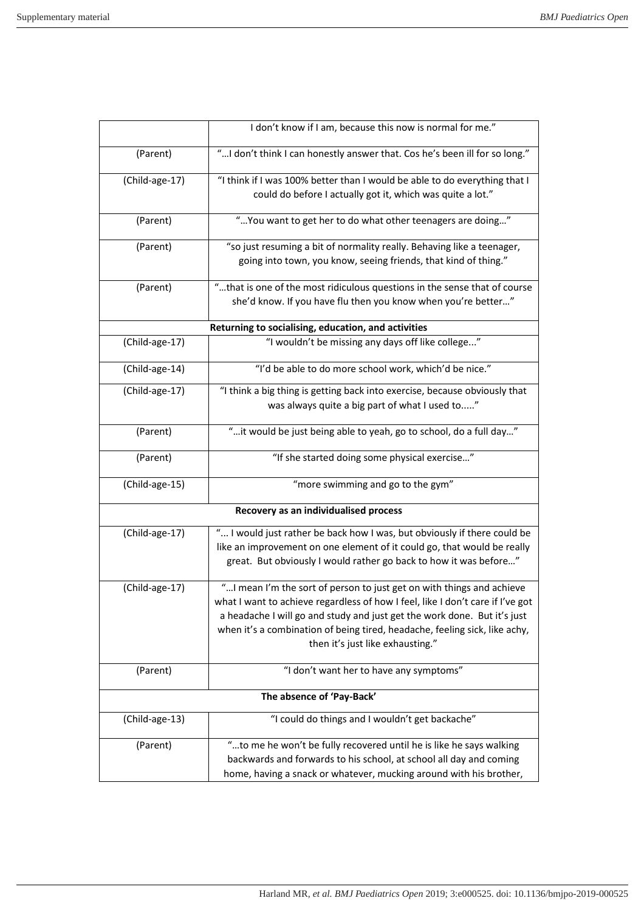| | |
|---|---|
| | I don't know if I am, because this now is normal for me." |
| (Parent) | "…I don't think I can honestly answer that. Cos he's been ill for so long." |
| (Child-age-17) | "I think if I was 100% better than I would be able to do everything that I could do before I actually got it, which was quite a lot." |
| (Parent) | "…You want to get her to do what other teenagers are doing…" |
| (Parent) | "so just resuming a bit of normality really. Behaving like a teenager, going into town, you know, seeing friends, that kind of thing." |
| (Parent) | "…that is one of the most ridiculous questions in the sense that of course she'd know. If you have flu then you know when you're better…" |
| **Returning to socialising, education, and activities** | |
| (Child-age-17) | "I wouldn't be missing any days off like college..." |
| (Child-age-14) | "I'd be able to do more school work, which'd be nice." |
| (Child-age-17) | "I think a big thing is getting back into exercise, because obviously that was always quite a big part of what I used to....." |
| (Parent) | "…it would be just being able to yeah, go to school, do a full day…" |
| (Parent) | "If she started doing some physical exercise…" |
| (Child-age-15) | "more swimming and go to the gym" |
| **Recovery as an individualised process** | |
| (Child-age-17) | "... I would just rather be back how I was, but obviously if there could be like an improvement on one element of it could go, that would be really great. But obviously I would rather go back to how it was before…" |
| (Child-age-17) | "…I mean I'm the sort of person to just get on with things and achieve what I want to achieve regardless of how I feel, like I don't care if I've got a headache I will go and study and just get the work done. But it's just when it's a combination of being tired, headache, feeling sick, like achy, then it's just like exhausting." |
| (Parent) | "I don't want her to have any symptoms" |
| **The absence of 'Pay-Back'** | |
| (Child-age-13) | "I could do things and I wouldn't get backache" |
| (Parent) | "…to me he won't be fully recovered until he is like he says walking backwards and forwards to his school, at school all day and coming home, having a snack or whatever, mucking around with his brother, |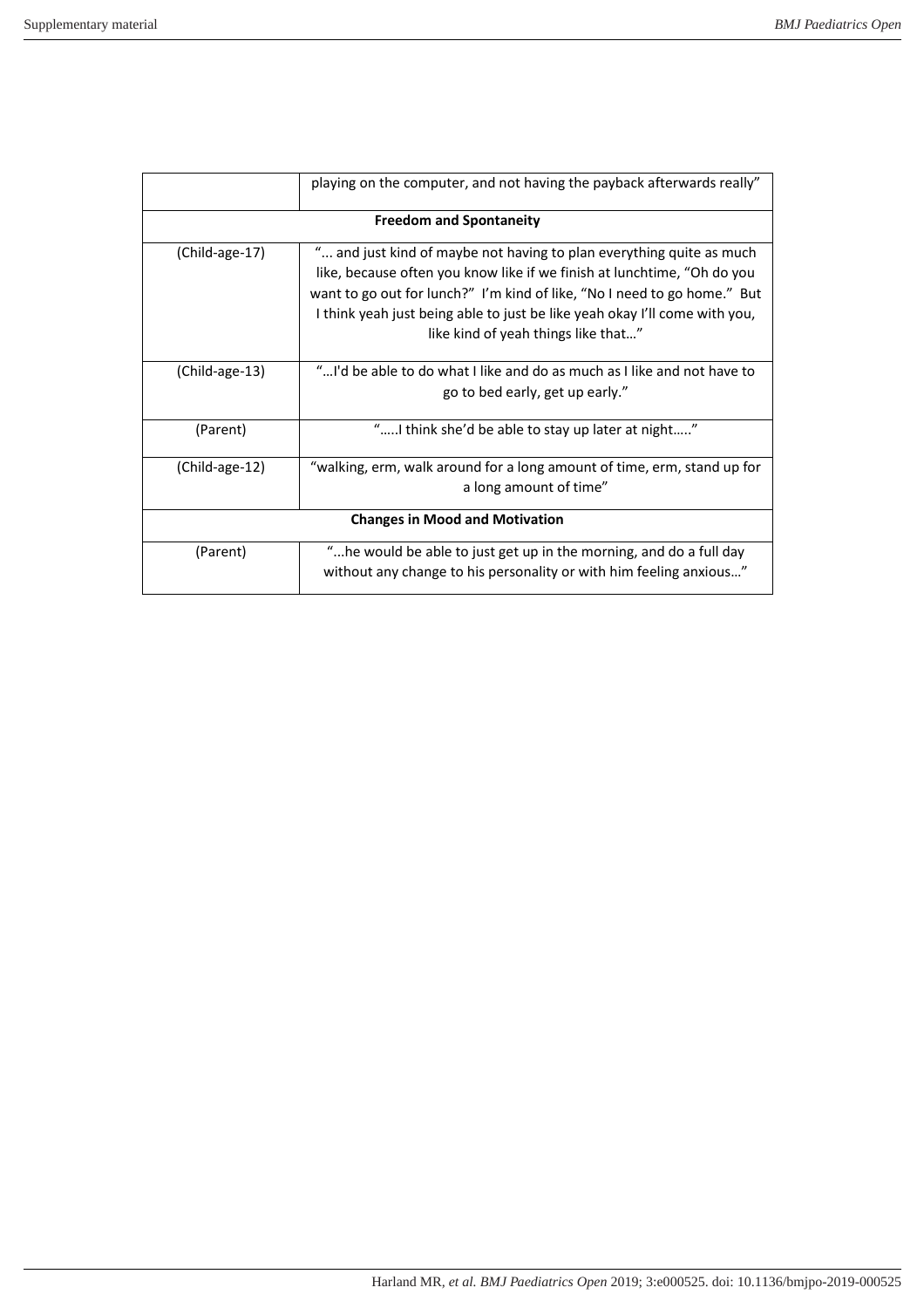| | |
|---|---|
| | playing on the computer, and not having the payback afterwards really" |
| **Freedom and Spontaneity** | |
| (Child-age-17) | "... and just kind of maybe not having to plan everything quite as much like, because often you know like if we finish at lunchtime, "Oh do you want to go out for lunch?" I'm kind of like, "No I need to go home." But I think yeah just being able to just be like yeah okay I'll come with you, like kind of yeah things like that…" |
| (Child-age-13) | "…I'd be able to do what I like and do as much as I like and not have to go to bed early, get up early." |
| (Parent) | "…..I think she'd be able to stay up later at night….." |
| (Child-age-12) | "walking, erm, walk around for a long amount of time, erm, stand up for a long amount of time" |
| **Changes in Mood and Motivation** | |
| (Parent) | "...he would be able to just get up in the morning, and do a full day without any change to his personality or with him feeling anxious…" |